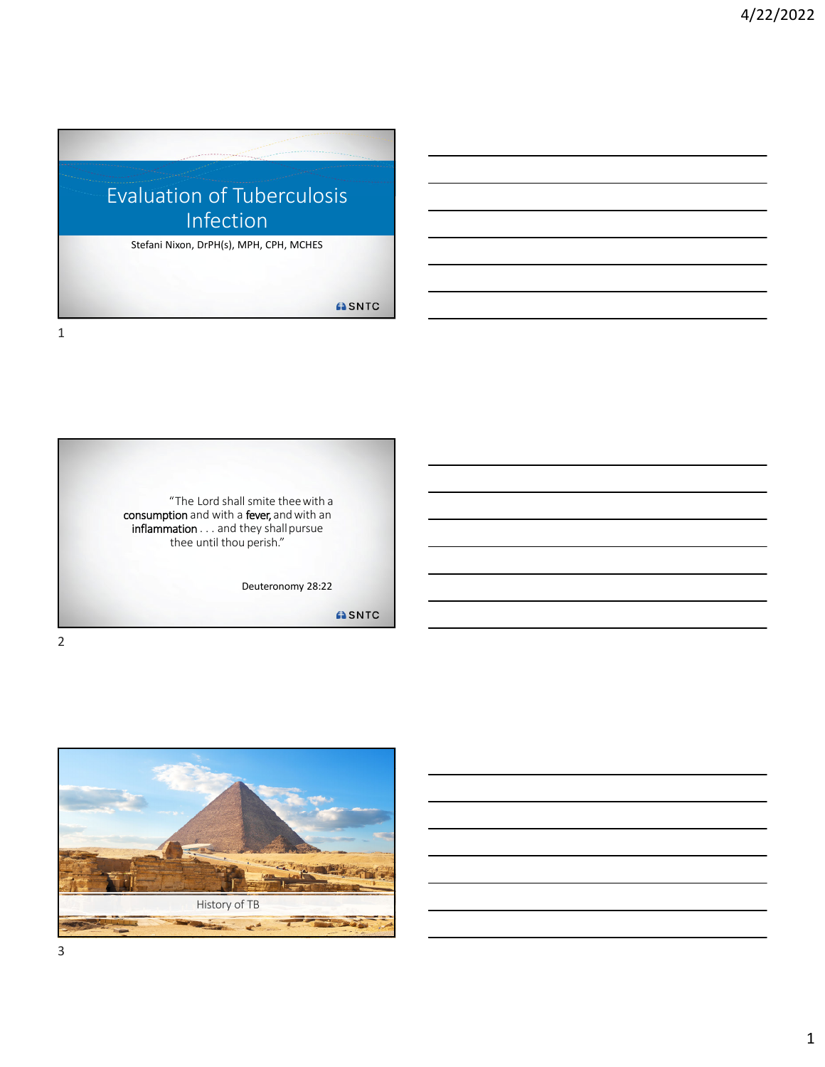# Evaluation of Tuberculosis Infection

Stefani Nixon, DrPH(s), MPH, CPH, MCHES

SNTC

---

"The Lord shall smite thee with a **consumption** and with a **fever,** and with an **inflammation** . . . and they shall pursue thee until thou perish."

Deuteronomy 28:22

SNTC

---

History of TB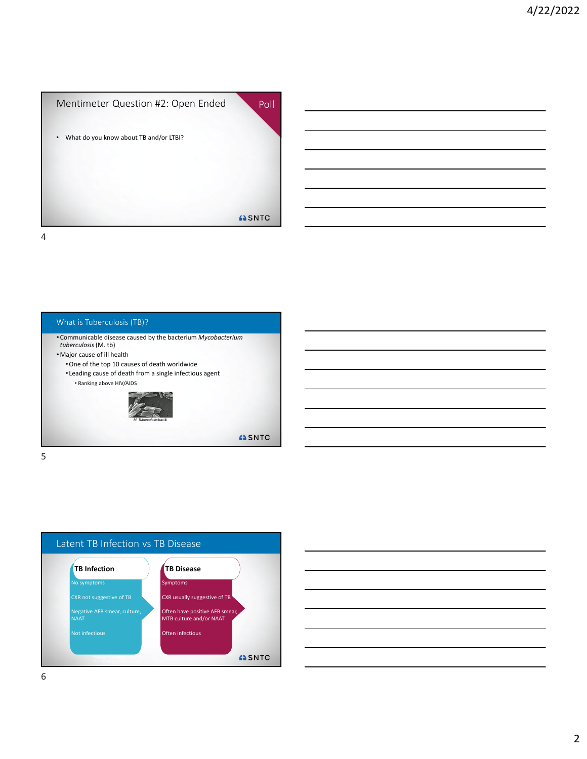## Mentimeter Question #2: Open Ended

Poll

- What do you know about TB and/or LTBI?

## What is Tuberculosis (TB)?

- Communicable disease caused by the bacterium *Mycobacterium tuberculosis* (M. tb)
- Major cause of ill health
  - One of the top 10 causes of death worldwide
  - Leading cause of death from a single infectious agent
    - Ranking above HIV/AIDS

*M. Tuberculosis* bacilli

## Latent TB Infection vs TB Disease

| TB Infection | TB Disease |
| --- | --- |
| No symptoms | Symptoms |
| CXR not suggestive of TB | CXR usually suggestive of TB |
| Negative AFB smear, culture, NAAT | Often have positive AFB smear, MTB culture and/or NAAT |
| Not infectious | Often infectious |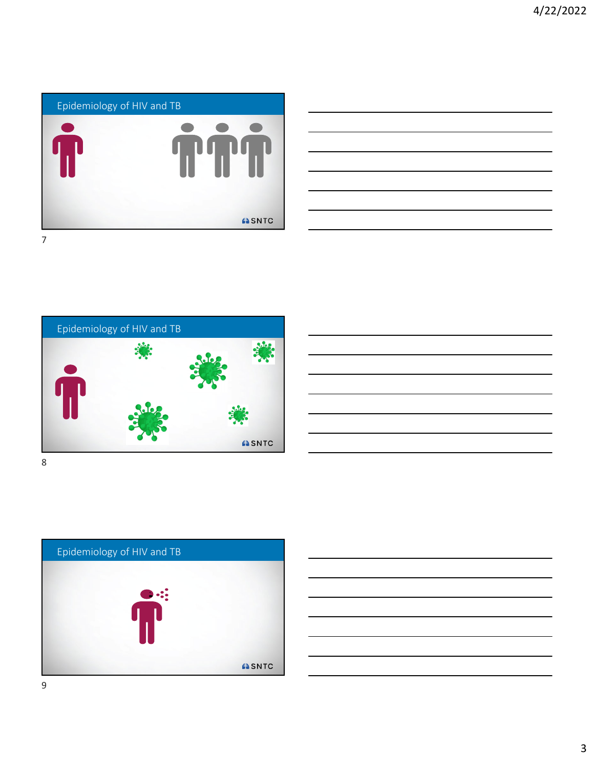## Epidemiology of HIV and TB

SNTC

7

## Epidemiology of HIV and TB

SNTC

8

## Epidemiology of HIV and TB

SNTC

9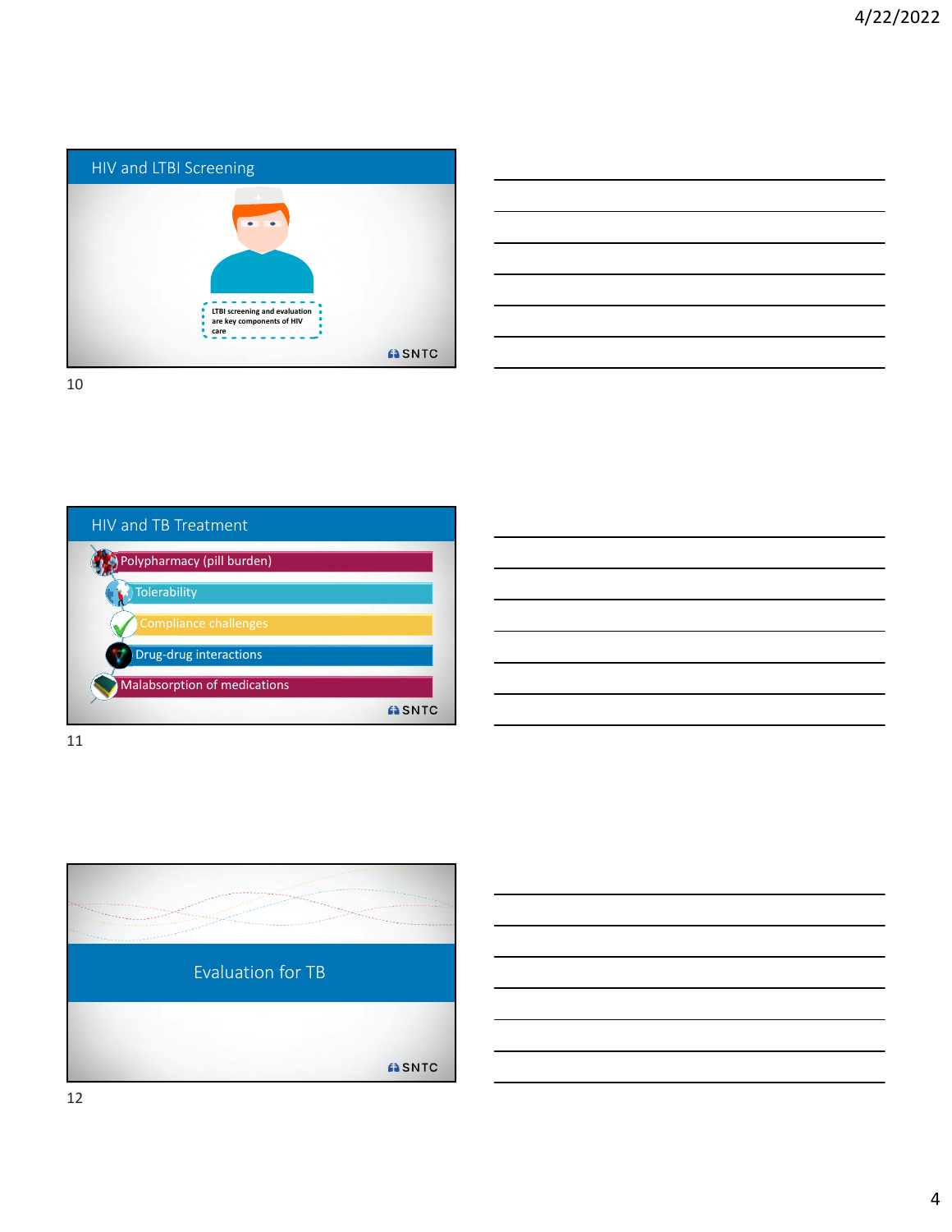## HIV and LTBI Screening

LTBI screening and evaluation are key components of HIV care

SNTC

## HIV and TB Treatment

- Polypharmacy (pill burden)
- Tolerability
- Compliance challenges
- Drug-drug interactions
- Malabsorption of medications

SNTC

## Evaluation for TB

SNTC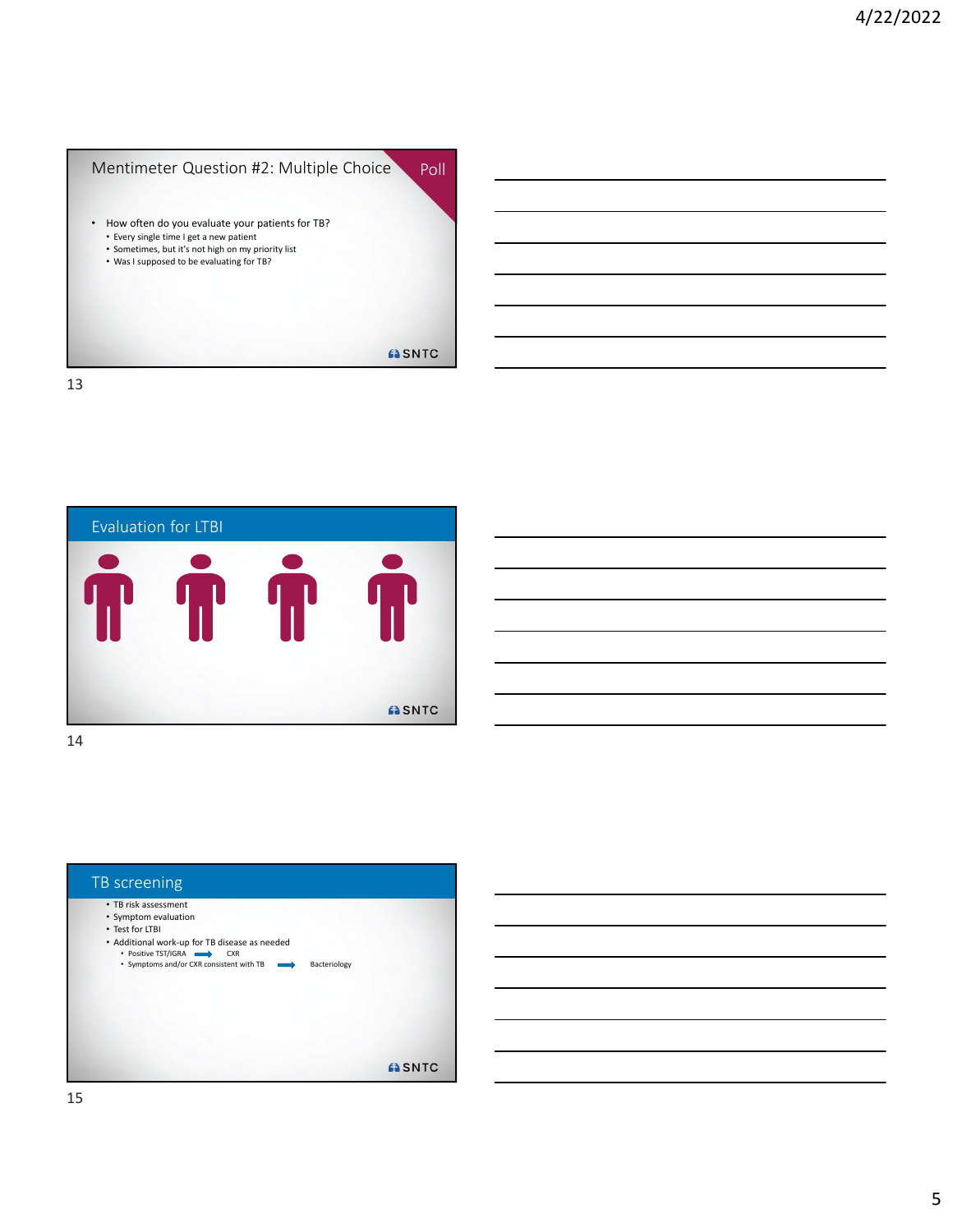## Mentimeter Question #2: Multiple Choice

Poll

- How often do you evaluate your patients for TB?
  - Every single time I get a new patient
  - Sometimes, but it's not high on my priority list
  - Was I supposed to be evaluating for TB?

SNTC

## Evaluation for LTBI

SNTC

## TB screening

- TB risk assessment
- Symptom evaluation
- Test for LTBI
- Additional work-up for TB disease as needed
  - Positive TST/IGRA → CXR
  - Symptoms and/or CXR consistent with TB → Bacteriology

SNTC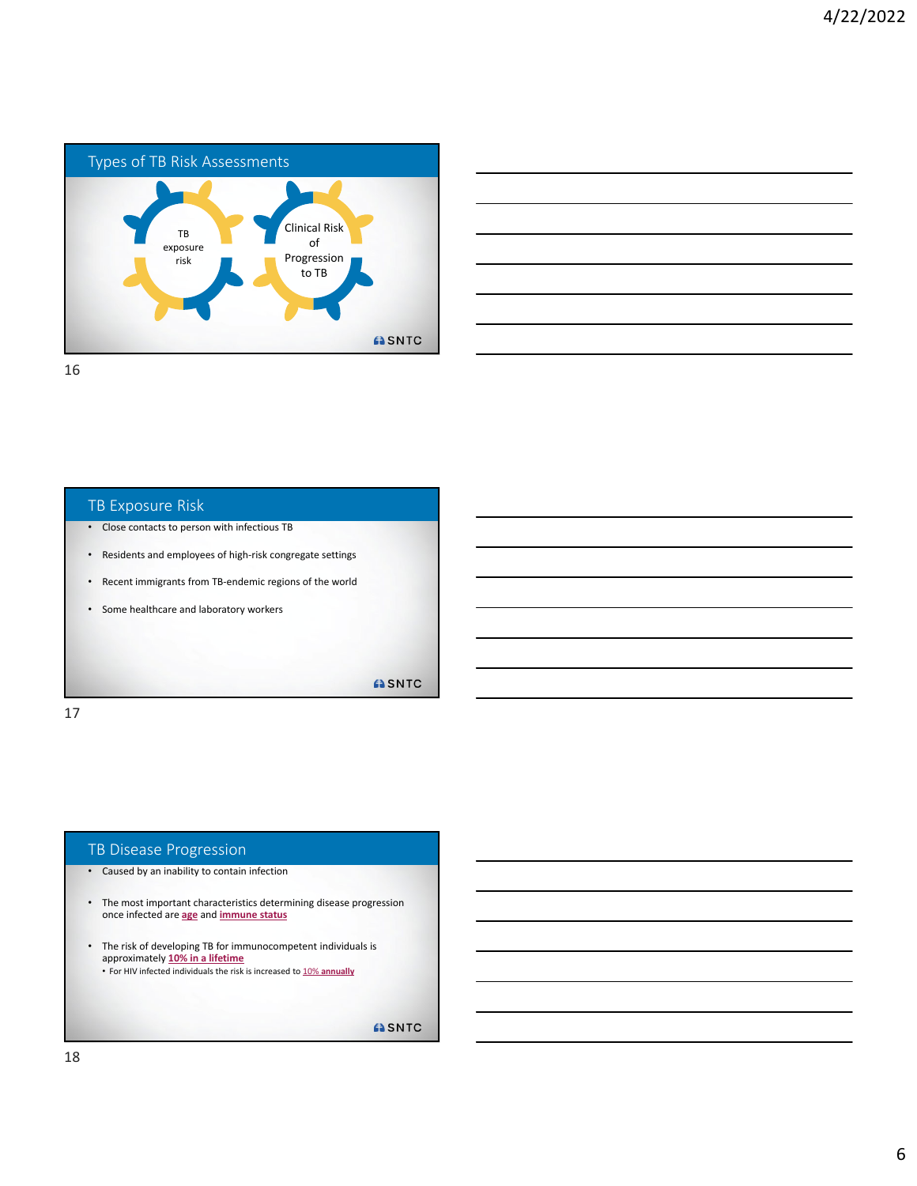## Types of TB Risk Assessments

TB exposure risk

Clinical Risk of Progression to TB

SNTC

## TB Exposure Risk

- Close contacts to person with infectious TB
- Residents and employees of high-risk congregate settings
- Recent immigrants from TB-endemic regions of the world
- Some healthcare and laboratory workers

SNTC

## TB Disease Progression

- Caused by an inability to contain infection
- The most important characteristics determining disease progression once infected are **age** and **immune status**
- The risk of developing TB for immunocompetent individuals is approximately **10% in a lifetime**
  - For HIV infected individuals the risk is increased to **10% annually**

SNTC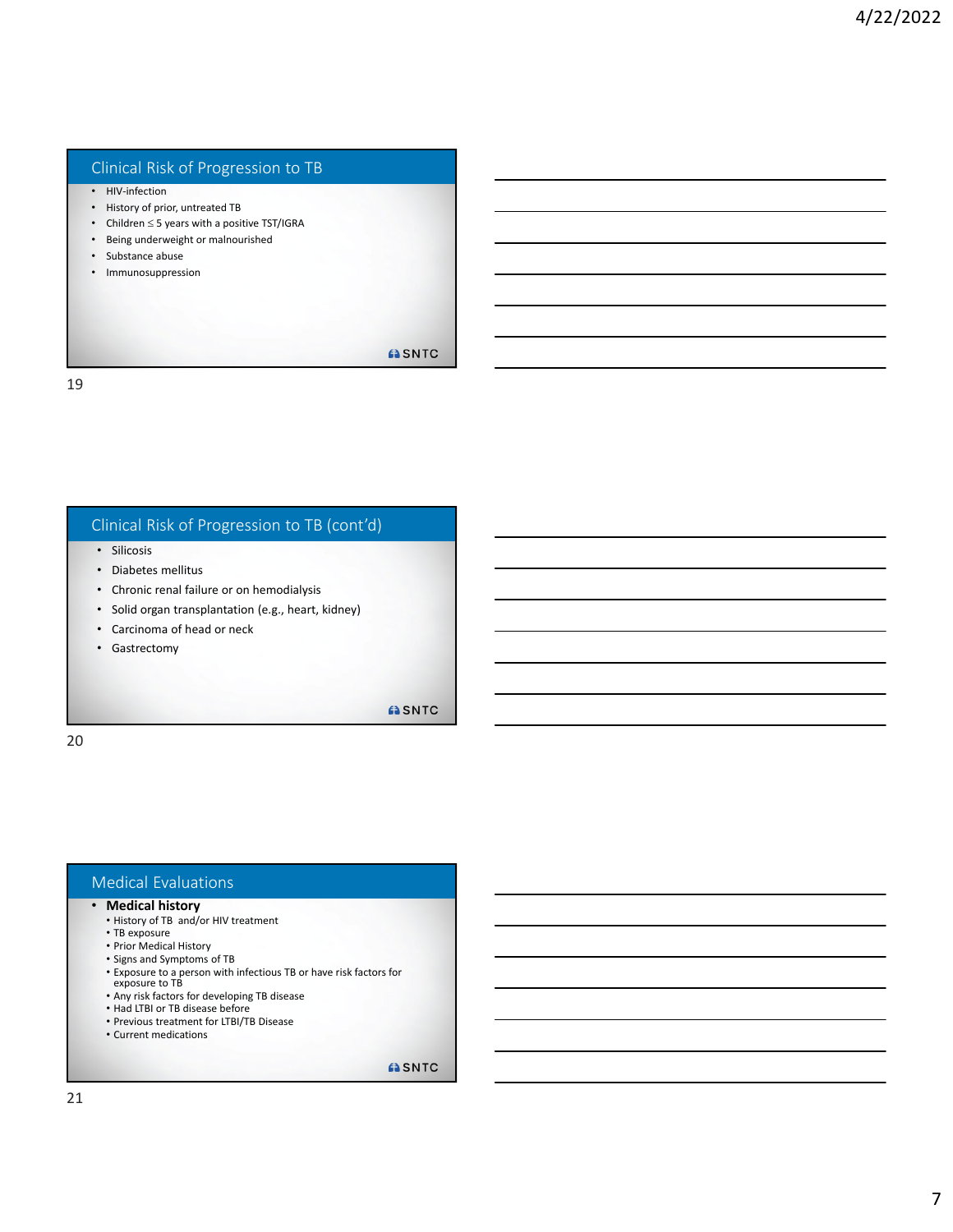## Clinical Risk of Progression to TB

- HIV-infection
- History of prior, untreated TB
- Children ≤ 5 years with a positive TST/IGRA
- Being underweight or malnourished
- Substance abuse
- Immunosuppression

SNTC

## Clinical Risk of Progression to TB (cont'd)

- Silicosis
- Diabetes mellitus
- Chronic renal failure or on hemodialysis
- Solid organ transplantation (e.g., heart, kidney)
- Carcinoma of head or neck
- Gastrectomy

SNTC

## Medical Evaluations

- **Medical history**
  - History of TB and/or HIV treatment
  - TB exposure
  - Prior Medical History
  - Signs and Symptoms of TB
  - Exposure to a person with infectious TB or have risk factors for exposure to TB
  - Any risk factors for developing TB disease
  - Had LTBI or TB disease before
  - Previous treatment for LTBI/TB Disease
  - Current medications

SNTC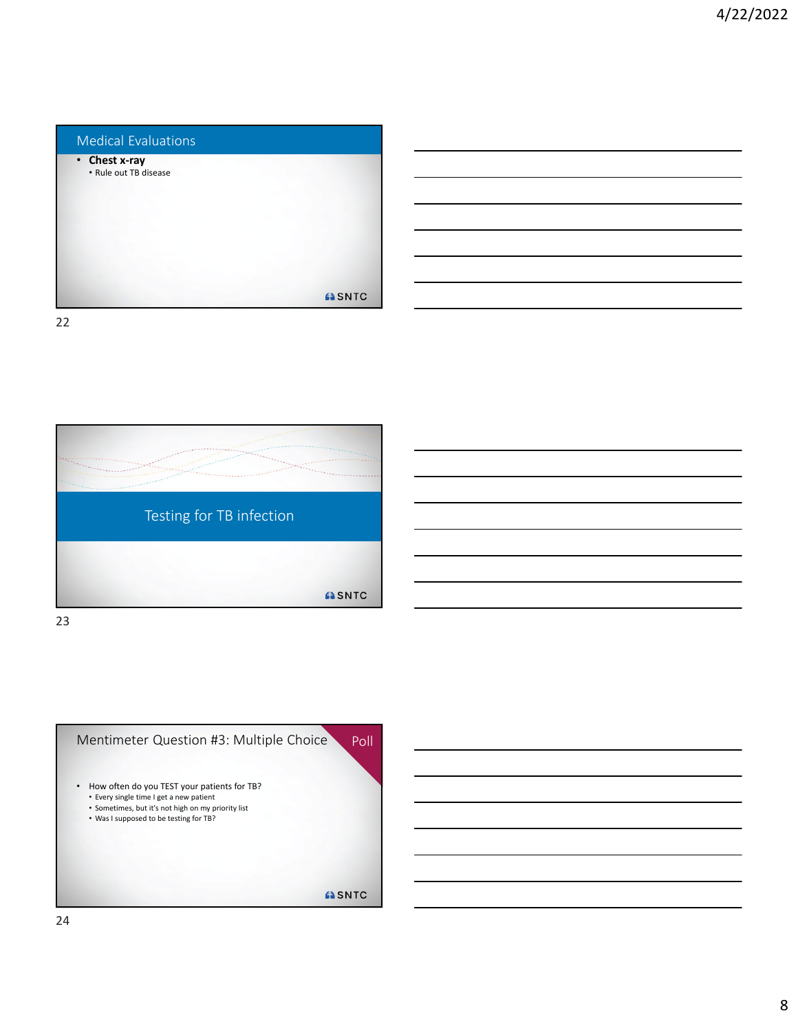## Medical Evaluations

- **Chest x-ray**
  - Rule out TB disease

SNTC

## Testing for TB infection

SNTC

## Mentimeter Question #3: Multiple Choice

Poll

- How often do you TEST your patients for TB?
  - Every single time I get a new patient
  - Sometimes, but it's not high on my priority list
  - Was I supposed to be testing for TB?

SNTC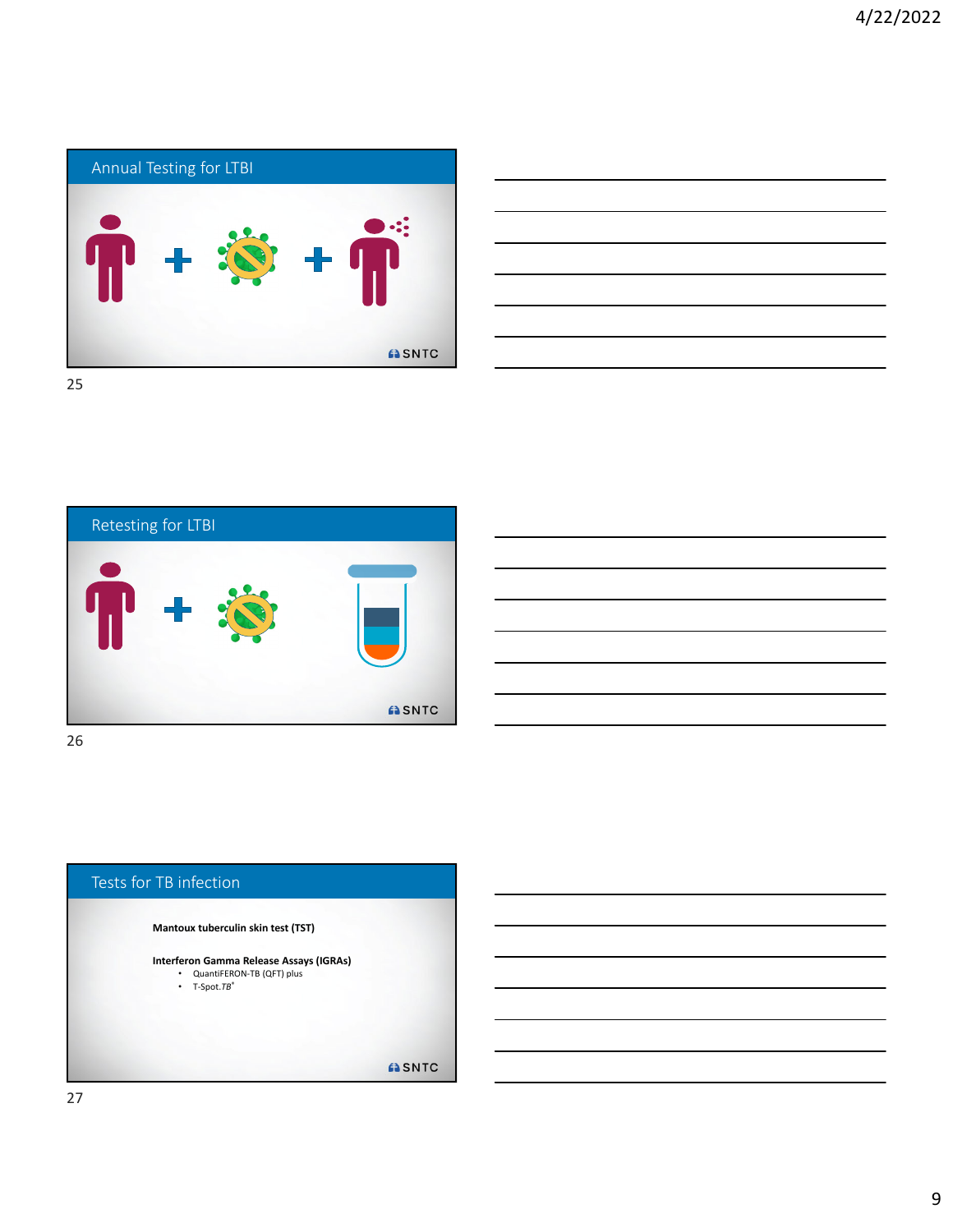## Annual Testing for LTBI

25

## Retesting for LTBI

26

## Tests for TB infection

**Mantoux tuberculin skin test (TST)**

**Interferon Gamma Release Assays (IGRAs)**

- QuantiFERON-TB (QFT) plus
- T-Spot.*TB*®

27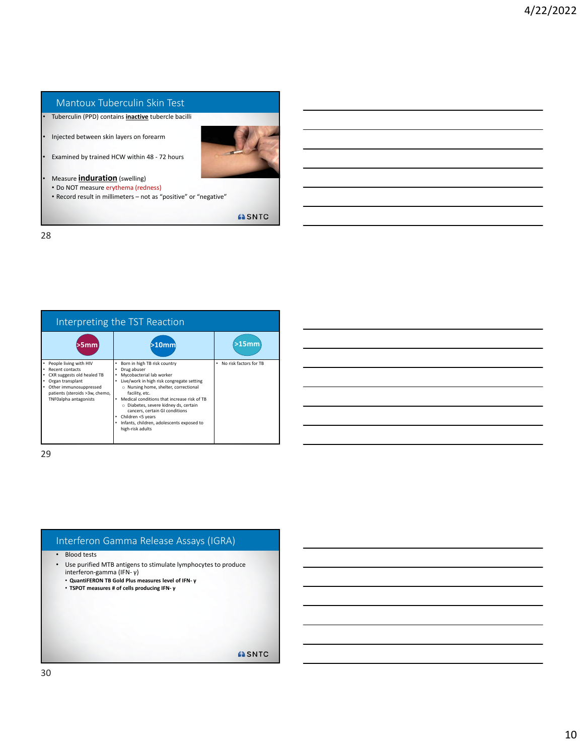## Mantoux Tuberculin Skin Test

- Tuberculin (PPD) contains **inactive** tubercle bacilli
- Injected between skin layers on forearm
- Examined by trained HCW within 48 - 72 hours
- Measure **induration** (swelling)
  - Do NOT measure erythema (redness)
  - Record result in millimeters – not as "positive" or "negative"

SNTC

## Interpreting the TST Reaction

| >5mm | >10mm | >15mm |
|---|---|---|
| • People living with HIV<br>• Recent contacts<br>• CXR suggests old healed TB<br>• Organ transplant<br>• Other immunosuppressed patients (steroids >3w, chemo, TNF0alpha antagonists | • Born in high TB risk country<br>• Drug abuser<br>• Mycobacterial lab worker<br>• Live/work in high risk congregate setting<br>  ○ Nursing home, shelter, correctional facility, etc.<br>• Medical conditions that increase risk of TB<br>  ○ Diabetes, severe kidney ds, certain cancers, certain GI conditions<br>• Children <5 years<br>• Infants, children, adolescents exposed to high-risk adults | • No risk factors for TB |

## Interferon Gamma Release Assays (IGRA)

- Blood tests
- Use purified MTB antigens to stimulate lymphocytes to produce interferon-gamma (IFN- γ)
  - **QuantiFERON TB Gold Plus measures level of IFN- γ**
  - **TSPOT measures # of cells producing IFN- γ**

SNTC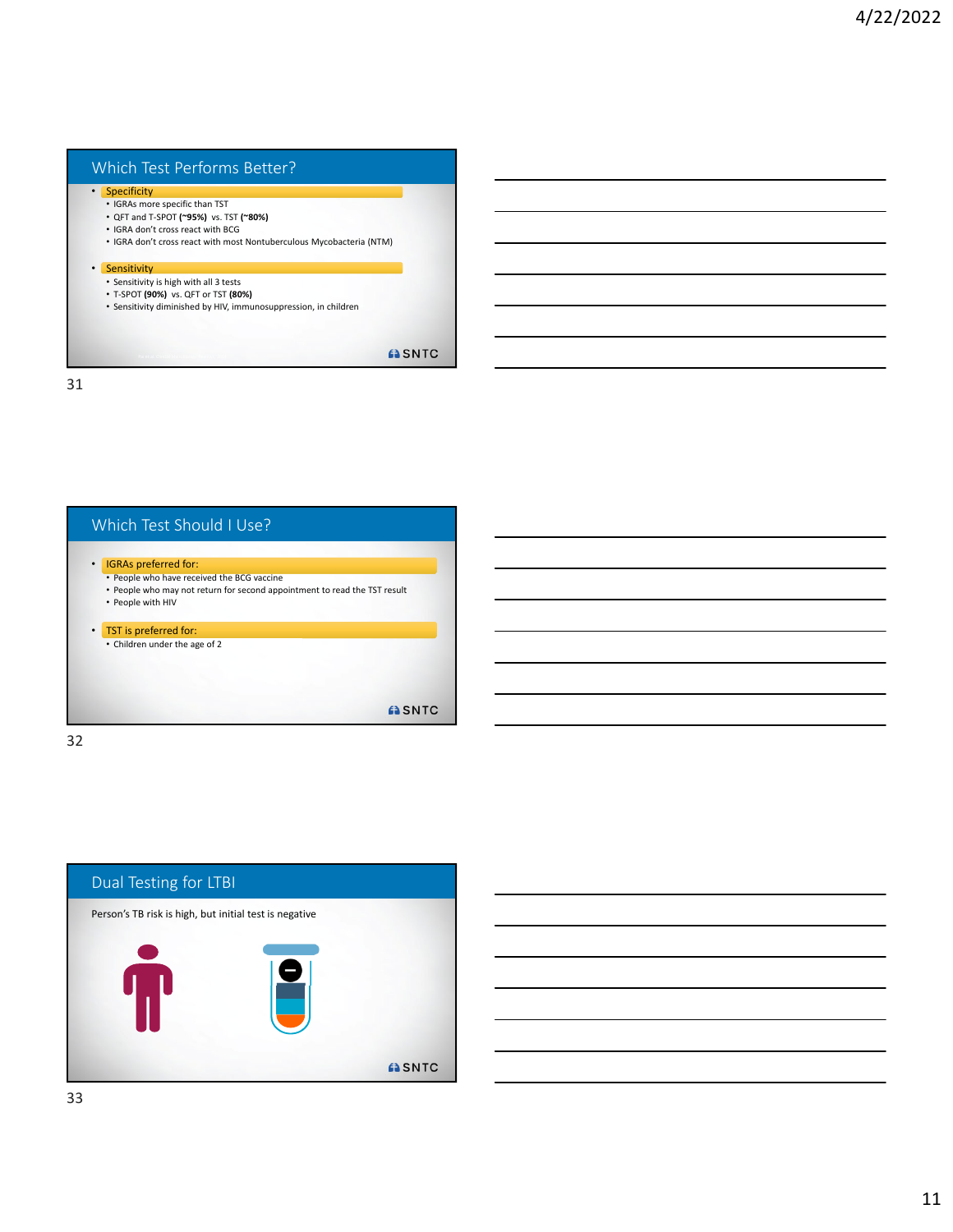## Which Test Performs Better?

- Specificity
  - IGRAs more specific than TST
  - QFT and T-SPOT **(~95%)** vs. TST **(~80%)**
  - IGRA don't cross react with BCG
  - IGRA don't cross react with most Nontuberculous Mycobacteria (NTM)
- Sensitivity
  - Sensitivity is high with all 3 tests
  - T-SPOT **(90%)** vs. QFT or TST **(80%)**
  - Sensitivity diminished by HIV, immunosuppression, in children

SNTC

## Which Test Should I Use?

- IGRAs preferred for:
  - People who have received the BCG vaccine
  - People who may not return for second appointment to read the TST result
  - People with HIV
- TST is preferred for:
  - Children under the age of 2

SNTC

## Dual Testing for LTBI

Person's TB risk is high, but initial test is negative

SNTC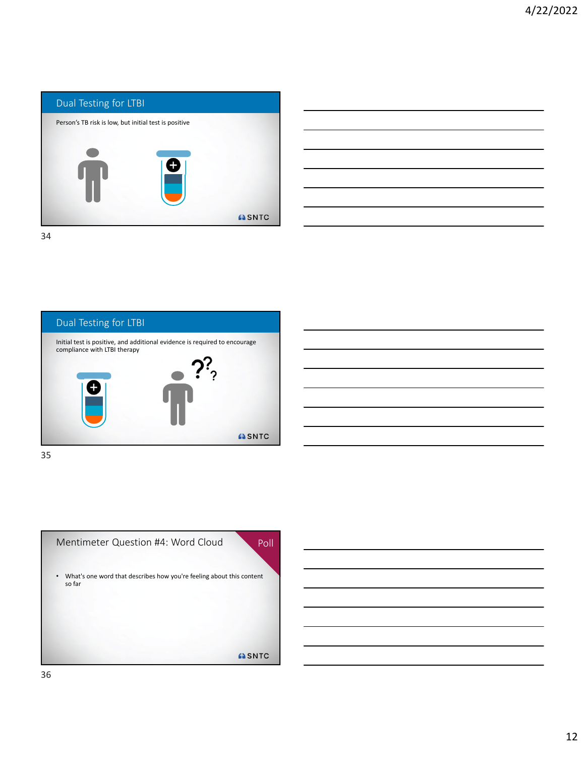## Dual Testing for LTBI

Person's TB risk is low, but initial test is positive

SNTC

## Dual Testing for LTBI

Initial test is positive, and additional evidence is required to encourage compliance with LTBI therapy

SNTC

## Mentimeter Question #4: Word Cloud

Poll

- What's one word that describes how you're feeling about this content so far

SNTC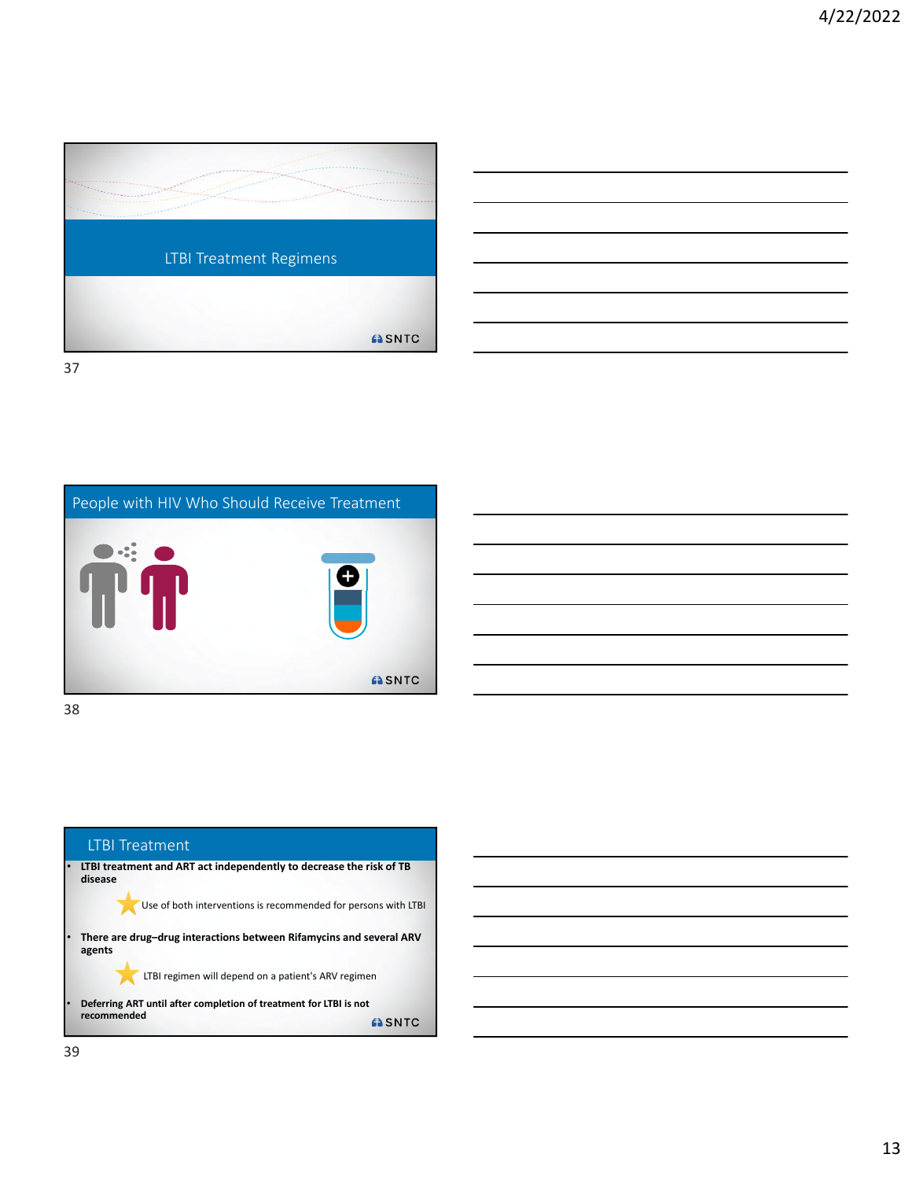## LTBI Treatment Regimens

SNTC

37

## People with HIV Who Should Receive Treatment

SNTC

38

## LTBI Treatment

- **LTBI treatment and ART act independently to decrease the risk of TB disease**
  - Use of both interventions is recommended for persons with LTBI
- **There are drug–drug interactions between Rifamycins and several ARV agents**
  - LTBI regimen will depend on a patient's ARV regimen
- **Deferring ART until after completion of treatment for LTBI is not recommended**

SNTC

39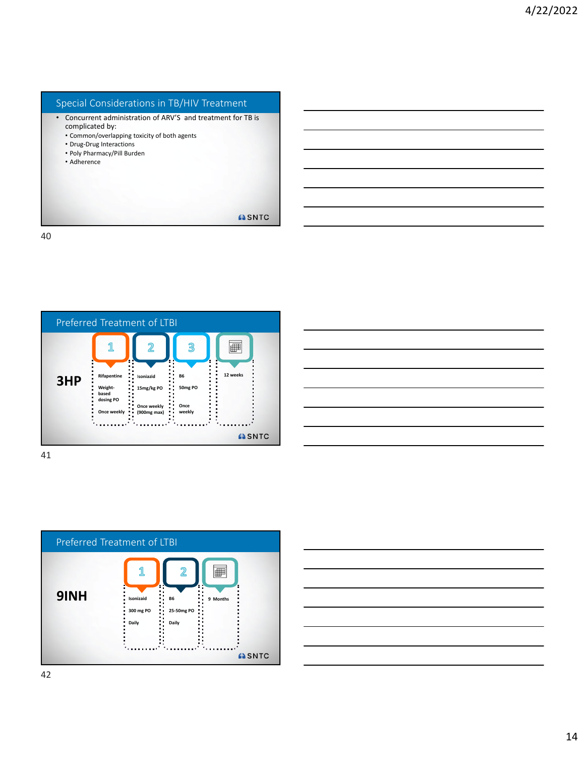## Special Considerations in TB/HIV Treatment

- Concurrent administration of ARV'S and treatment for TB is complicated by:
  - Common/overlapping toxicity of both agents
  - Drug-Drug Interactions
  - Poly Pharmacy/Pill Burden
  - Adherence

SNTC

## Preferred Treatment of LTBI

**3HP**

| 1 | 2 | 3 | |
|---|---|---|---|
| Rifapentine | Isoniazid | B6 | 12 weeks |
| Weight-based dosing PO | 15mg/kg PO | 50mg PO | |
| Once weekly | Once weekly (900mg max) | Once weekly | |

SNTC

## Preferred Treatment of LTBI

**9INH**

| 1 | 2 | |
|---|---|---|
| Isonizaid | B6 | 9 Months |
| 300 mg PO | 25-50mg PO | |
| Daily | Daily | |

SNTC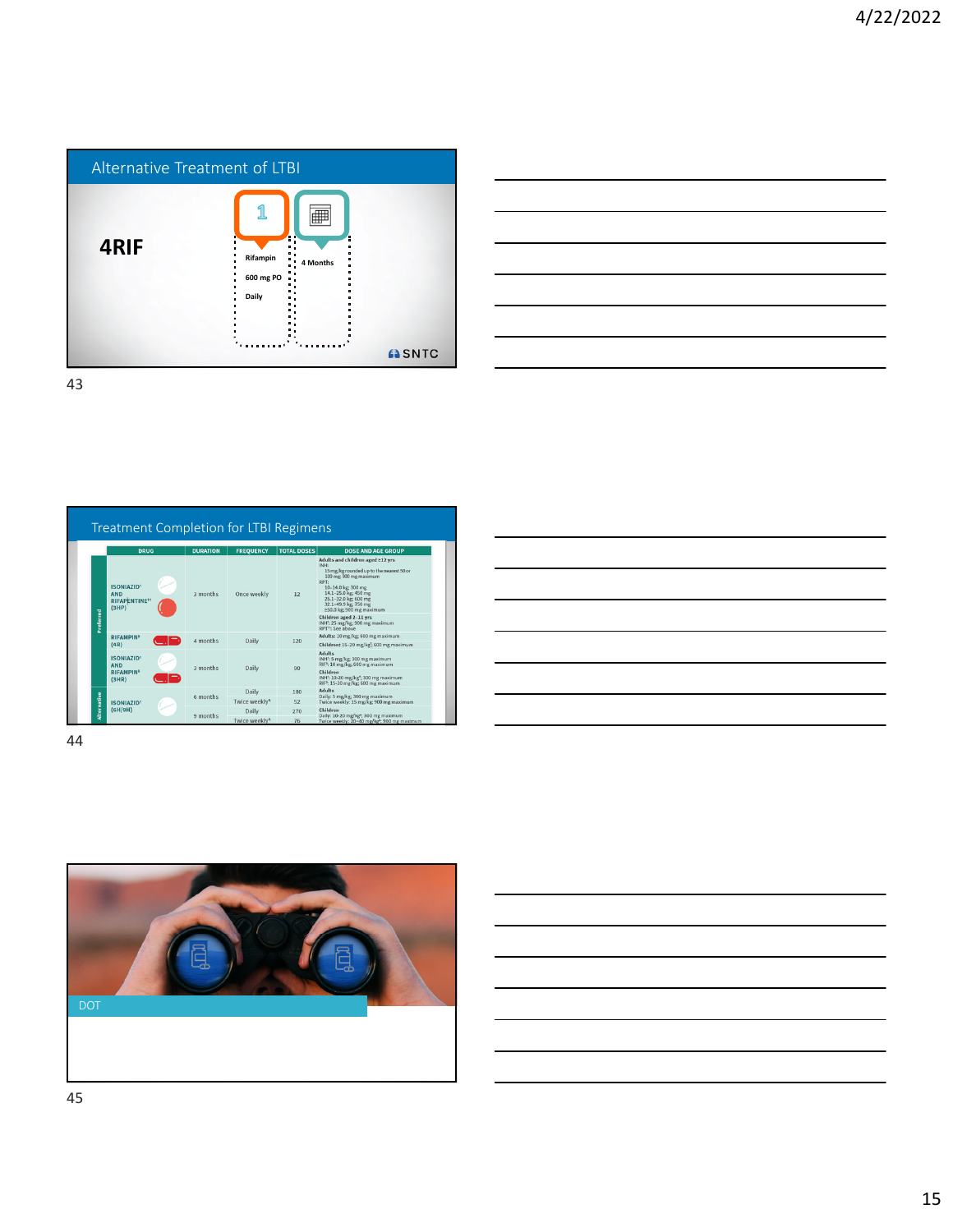## Alternative Treatment of LTBI

**4RIF**

- Rifampin 600 mg PO Daily
- 4 Months

## Treatment Completion for LTBI Regimens

| | DRUG | DURATION | FREQUENCY | TOTAL DOSES | DOSE AND AGE GROUP |
|---|---|---|---|---|---|
| Preferred | ISONIAZID AND RIFAPENTINE (3HP) | 3 months | Once weekly | 12 | Adults and children aged ≥12 yrs INH: 15 mg/kg rounded up to the nearest 50 or 100 mg; 900 mg maximum RPT: 10–14.0 kg: 300 mg; 14.1–25.0 kg: 450 mg; 25.1–32.0 kg: 600 mg; 32.1–49.9 kg: 750 mg; ≥50.0 kg: 900 mg maximum. Children aged 2–11 yrs INH: 25 mg/kg; 900 mg maximum RPT: See above |
| Preferred | RIFAMPIN (4R) | 4 months | Daily | 120 | Adults: 10 mg/kg; 600 mg maximum. Children: 15–20 mg/kg; 600 mg maximum |
| Preferred | ISONIAZID AND RIFAMPIN (3HR) | 3 months | Daily | 90 | Adults INH: 5 mg/kg; 300 mg maximum RIF: 10 mg/kg; 600 mg maximum. Children INH: 10–20 mg/kg; 300 mg maximum RIF: 15–20 mg/kg; 600 mg maximum |
| Alternative | ISONIAZID (6H/9H) | 6 months | Daily | 180 | Adults Daily: 5 mg/kg; 300 mg maximum Twice weekly: 15 mg/kg; 900 mg maximum |
| | | | Twice weekly | 52 | |
| | | 9 months | Daily | 270 | Children Daily: 10–20 mg/kg; 300 mg maximum Twice weekly: 20–40 mg/kg; 900 mg maximum |
| | | | Twice weekly | 76 | |

## DOT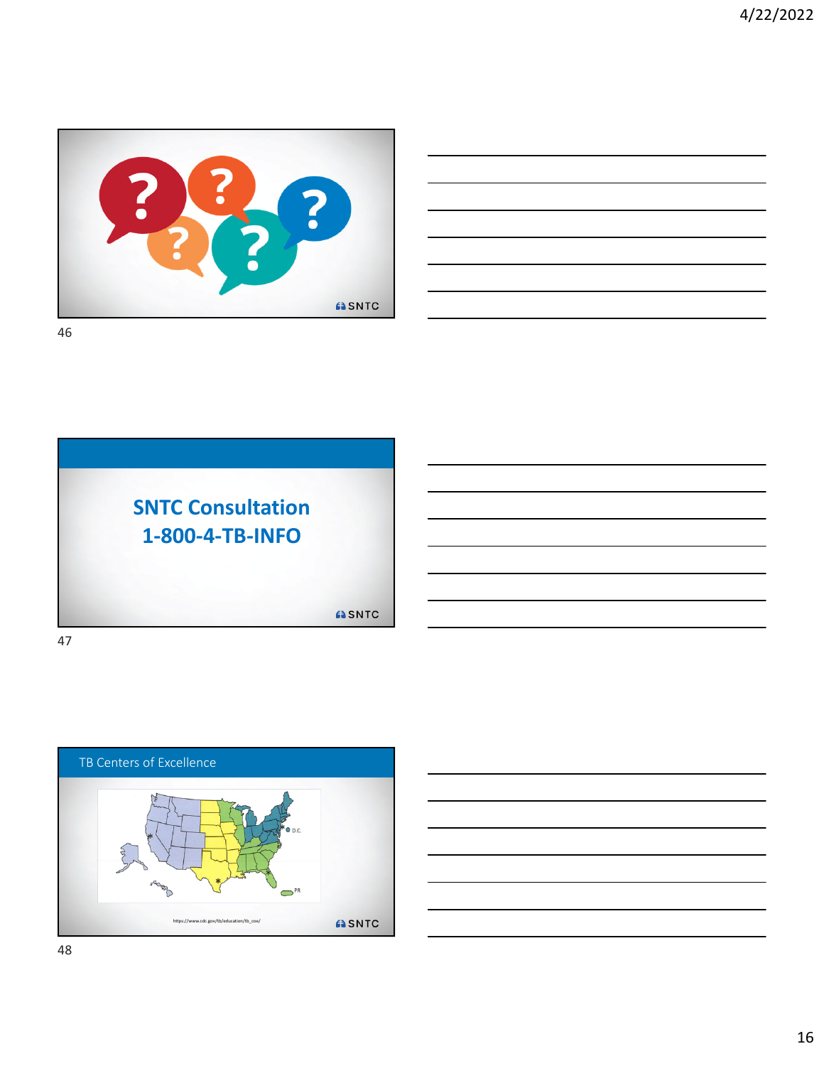## SNTC Consultation
## 1-800-4-TB-INFO

## TB Centers of Excellence

https://www.cdc.gov/tb/education/tb_coe/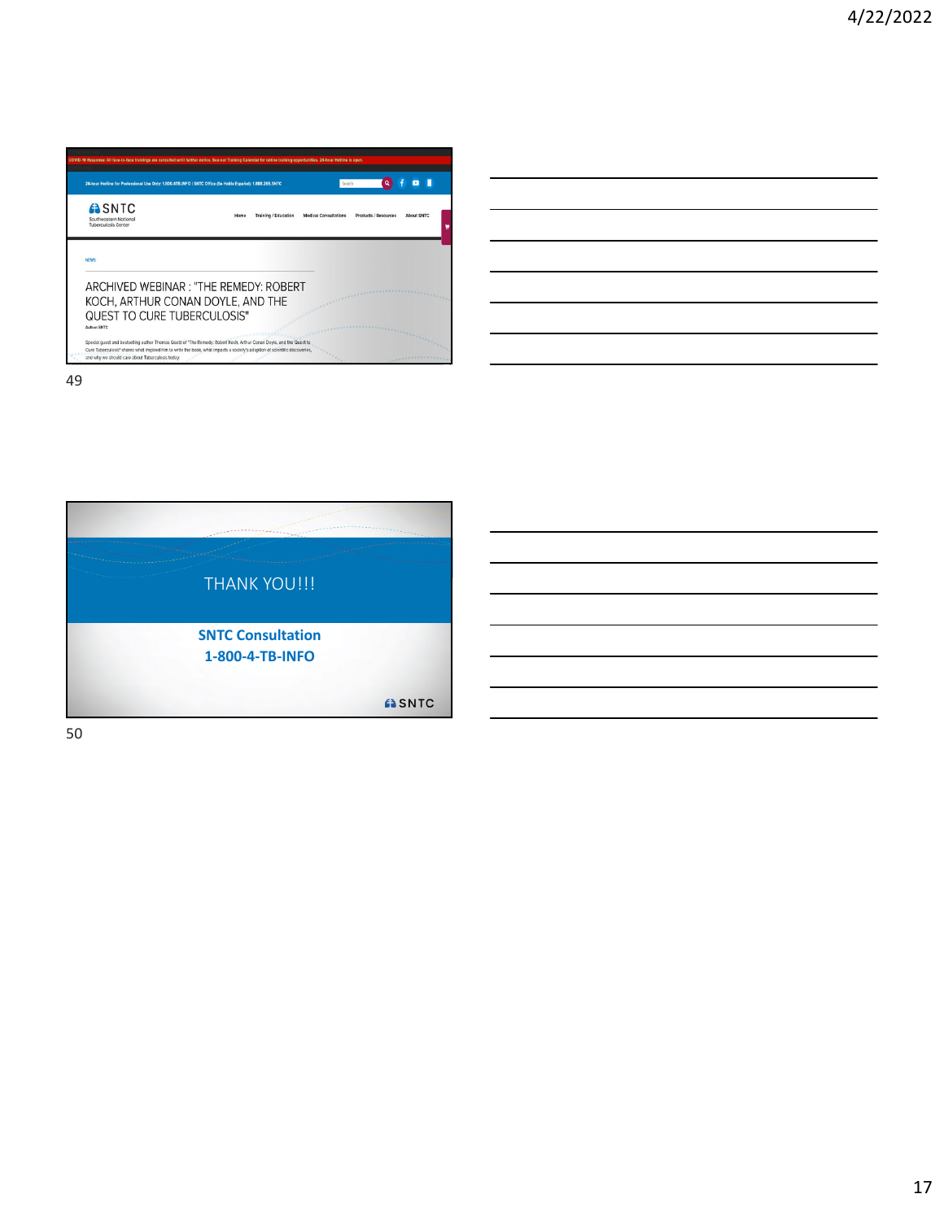COVID-19 Response: All face-to-face trainings are cancelled until further notice. See our Training Calendar for online training opportunities. 24-hour Hotline is open.

24-hour Hotline for Professional Use Only: 1.800.4TB.INFO | SNTC Office (Se Habla Español): 1.888.265.SNTC

SNTC
Southeastern National Tuberculosis Center

Home | Training / Education | Medical Consultations | Products / Resources | About SNTC

NEWS

ARCHIVED WEBINAR : "THE REMEDY: ROBERT KOCH, ARTHUR CONAN DOYLE, AND THE QUEST TO CURE TUBERCULOSIS"

Author: SNTC

Special guest and bestselling author Thomas Goetz of "The Remedy: Robert Koch, Arthur Conan Doyle, and the Quest to Cure Tuberculosis" shares what inspired him to write the book, what impacts a society's adoption of scientific discoveries, and why we should care about Tuberculosis today.

49

THANK YOU!!!

**SNTC Consultation**
**1-800-4-TB-INFO**

SNTC

50